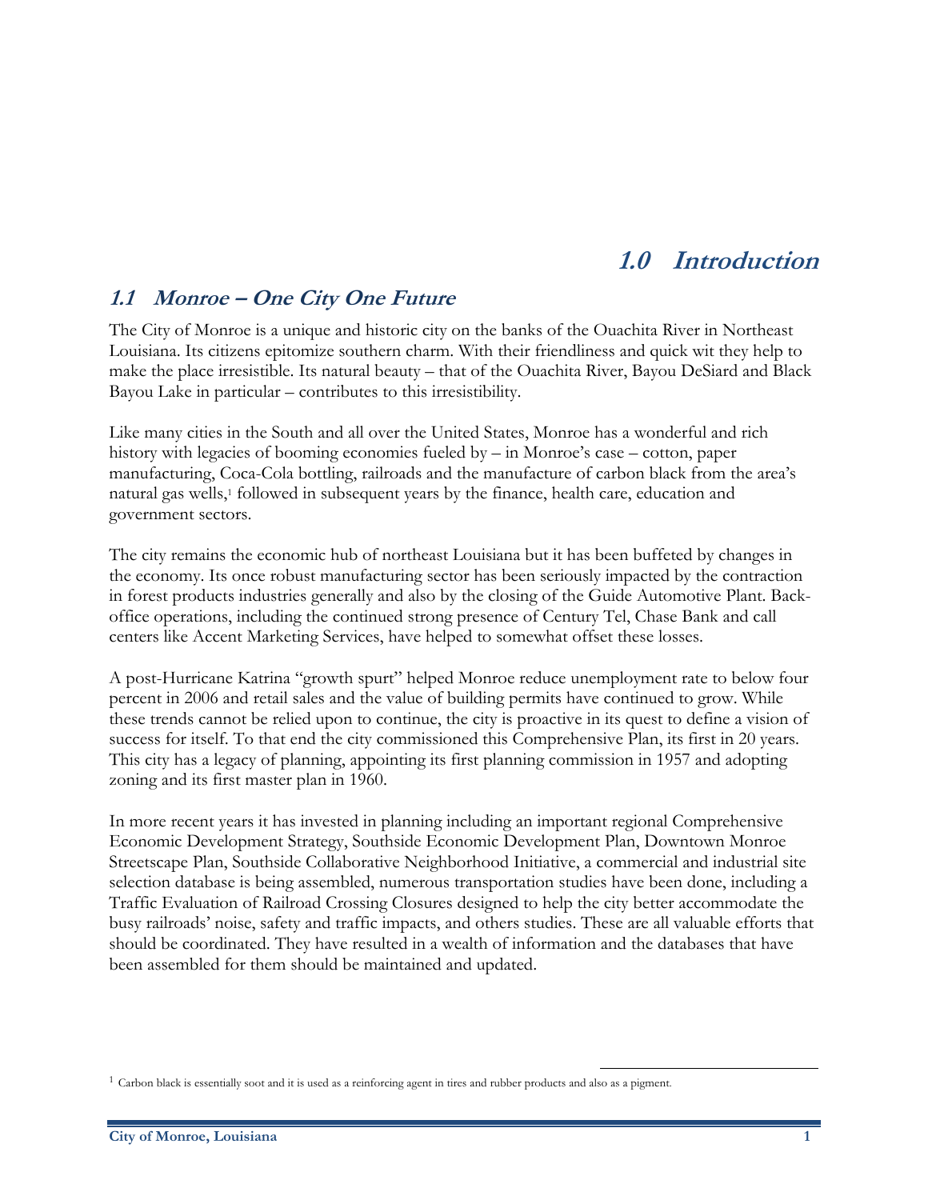# 1.0 Introduction

## 1.1 Monroe – One City One Future

The City of Monroe is a unique and historic city on the banks of the Ouachita River in Northeast Louisiana. Its citizens epitomize southern charm. With their friendliness and quick wit they help to make the place irresistible. Its natural beauty – that of the Ouachita River, Bayou DeSiard and Black Bayou Lake in particular – contributes to this irresistibility.

Like many cities in the South and all over the United States, Monroe has a wonderful and rich history with legacies of booming economies fueled by – in Monroe's case – cotton, paper manufacturing, Coca-Cola bottling, railroads and the manufacture of carbon black from the area's natural gas wells,[1] followed in subsequent years by the finance, health care, education and government sectors.

The city remains the economic hub of northeast Louisiana but it has been buffeted by changes in the economy. Its once robust manufacturing sector has been seriously impacted by the contraction in forest products industries generally and also by the closing of the Guide Automotive Plant. Back-office operations, including the continued strong presence of Century Tel, Chase Bank and call centers like Accent Marketing Services, have helped to somewhat offset these losses.

A post-Hurricane Katrina "growth spurt" helped Monroe reduce unemployment rate to below four percent in 2006 and retail sales and the value of building permits have continued to grow. While these trends cannot be relied upon to continue, the city is proactive in its quest to define a vision of success for itself. To that end the city commissioned this Comprehensive Plan, its first in 20 years. This city has a legacy of planning, appointing its first planning commission in 1957 and adopting zoning and its first master plan in 1960.

In more recent years it has invested in planning including an important regional Comprehensive Economic Development Strategy, Southside Economic Development Plan, Downtown Monroe Streetscape Plan, Southside Collaborative Neighborhood Initiative, a commercial and industrial site selection database is being assembled, numerous transportation studies have been done, including a Traffic Evaluation of Railroad Crossing Closures designed to help the city better accommodate the busy railroads' noise, safety and traffic impacts, and others studies. These are all valuable efforts that should be coordinated. They have resulted in a wealth of information and the databases that have been assembled for them should be maintained and updated.

[1] Carbon black is essentially soot and it is used as a reinforcing agent in tires and rubber products and also as a pigment.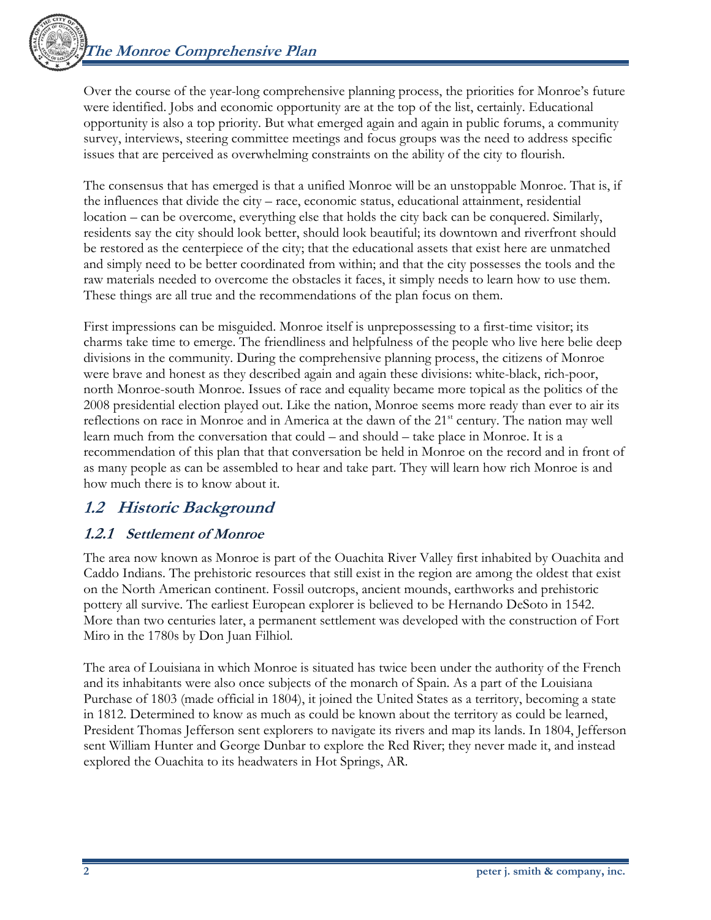Over the course of the year-long comprehensive planning process, the priorities for Monroe's future were identified. Jobs and economic opportunity are at the top of the list, certainly. Educational opportunity is also a top priority. But what emerged again and again in public forums, a community survey, interviews, steering committee meetings and focus groups was the need to address specific issues that are perceived as overwhelming constraints on the ability of the city to flourish.

The consensus that has emerged is that a unified Monroe will be an unstoppable Monroe. That is, if the influences that divide the city – race, economic status, educational attainment, residential location – can be overcome, everything else that holds the city back can be conquered. Similarly, residents say the city should look better, should look beautiful; its downtown and riverfront should be restored as the centerpiece of the city; that the educational assets that exist here are unmatched and simply need to be better coordinated from within; and that the city possesses the tools and the raw materials needed to overcome the obstacles it faces, it simply needs to learn how to use them. These things are all true and the recommendations of the plan focus on them.

First impressions can be misguided. Monroe itself is unprepossessing to a first-time visitor; its charms take time to emerge. The friendliness and helpfulness of the people who live here belie deep divisions in the community. During the comprehensive planning process, the citizens of Monroe were brave and honest as they described again and again these divisions: white-black, rich-poor, north Monroe-south Monroe. Issues of race and equality became more topical as the politics of the 2008 presidential election played out. Like the nation, Monroe seems more ready than ever to air its reflections on race in Monroe and in America at the dawn of the 21st century. The nation may well learn much from the conversation that could – and should – take place in Monroe. It is a recommendation of this plan that that conversation be held in Monroe on the record and in front of as many people as can be assembled to hear and take part. They will learn how rich Monroe is and how much there is to know about it.

## 1.2 Historic Background

### 1.2.1 Settlement of Monroe

The area now known as Monroe is part of the Ouachita River Valley first inhabited by Ouachita and Caddo Indians. The prehistoric resources that still exist in the region are among the oldest that exist on the North American continent. Fossil outcrops, ancient mounds, earthworks and prehistoric pottery all survive. The earliest European explorer is believed to be Hernando DeSoto in 1542. More than two centuries later, a permanent settlement was developed with the construction of Fort Miro in the 1780s by Don Juan Filhiol.

The area of Louisiana in which Monroe is situated has twice been under the authority of the French and its inhabitants were also once subjects of the monarch of Spain. As a part of the Louisiana Purchase of 1803 (made official in 1804), it joined the United States as a territory, becoming a state in 1812. Determined to know as much as could be known about the territory as could be learned, President Thomas Jefferson sent explorers to navigate its rivers and map its lands. In 1804, Jefferson sent William Hunter and George Dunbar to explore the Red River; they never made it, and instead explored the Ouachita to its headwaters in Hot Springs, AR.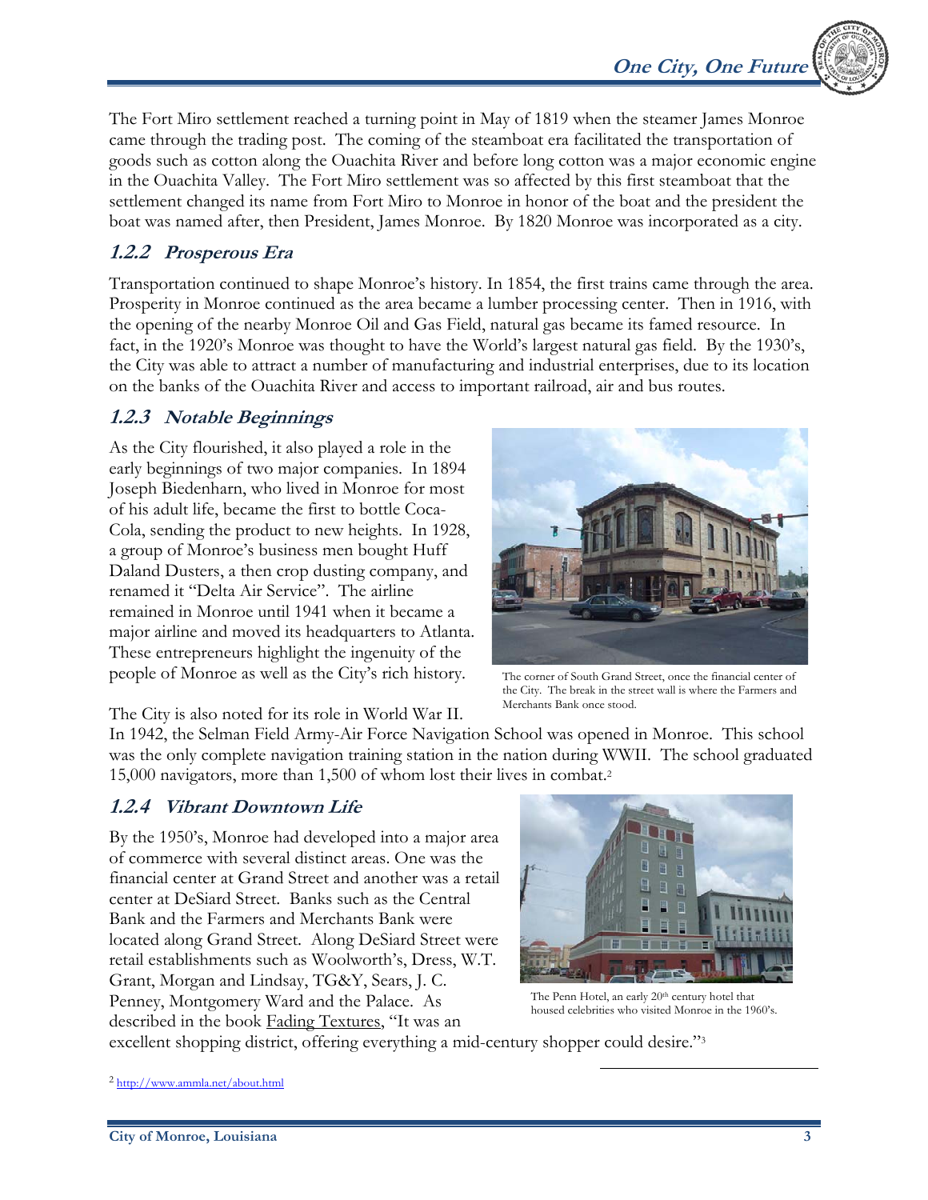The Fort Miro settlement reached a turning point in May of 1819 when the steamer James Monroe came through the trading post. The coming of the steamboat era facilitated the transportation of goods such as cotton along the Ouachita River and before long cotton was a major economic engine in the Ouachita Valley. The Fort Miro settlement was so affected by this first steamboat that the settlement changed its name from Fort Miro to Monroe in honor of the boat and the president the boat was named after, then President, James Monroe. By 1820 Monroe was incorporated as a city.

### *1.2.2 Prosperous Era*

Transportation continued to shape Monroe's history. In 1854, the first trains came through the area. Prosperity in Monroe continued as the area became a lumber processing center. Then in 1916, with the opening of the nearby Monroe Oil and Gas Field, natural gas became its famed resource. In fact, in the 1920's Monroe was thought to have the World's largest natural gas field. By the 1930's, the City was able to attract a number of manufacturing and industrial enterprises, due to its location on the banks of the Ouachita River and access to important railroad, air and bus routes.

### *1.2.3 Notable Beginnings*

As the City flourished, it also played a role in the early beginnings of two major companies. In 1894 Joseph Biedenharn, who lived in Monroe for most of his adult life, became the first to bottle Coca-Cola, sending the product to new heights. In 1928, a group of Monroe's business men bought Huff Daland Dusters, a then crop dusting company, and renamed it "Delta Air Service". The airline remained in Monroe until 1941 when it became a major airline and moved its headquarters to Atlanta. These entrepreneurs highlight the ingenuity of the people of Monroe as well as the City's rich history.

The corner of South Grand Street, once the financial center of the City. The break in the street wall is where the Farmers and Merchants Bank once stood.

The City is also noted for its role in World War II. In 1942, the Selman Field Army-Air Force Navigation School was opened in Monroe. This school was the only complete navigation training station in the nation during WWII. The school graduated 15,000 navigators, more than 1,500 of whom lost their lives in combat.[2]

### *1.2.4 Vibrant Downtown Life*

By the 1950's, Monroe had developed into a major area of commerce with several distinct areas. One was the financial center at Grand Street and another was a retail center at DeSiard Street. Banks such as the Central Bank and the Farmers and Merchants Bank were located along Grand Street. Along DeSiard Street were retail establishments such as Woolworth's, Dress, W.T. Grant, Morgan and Lindsay, TG&Y, Sears, J. C. Penney, Montgomery Ward and the Palace. As described in the book <u>Fading Textures</u>, "It was an excellent shopping district, offering everything a mid-century shopper could desire."[3]

The Penn Hotel, an early 20th century hotel that housed celebrities who visited Monroe in the 1960's.

[2] http://www.ammla.net/about.html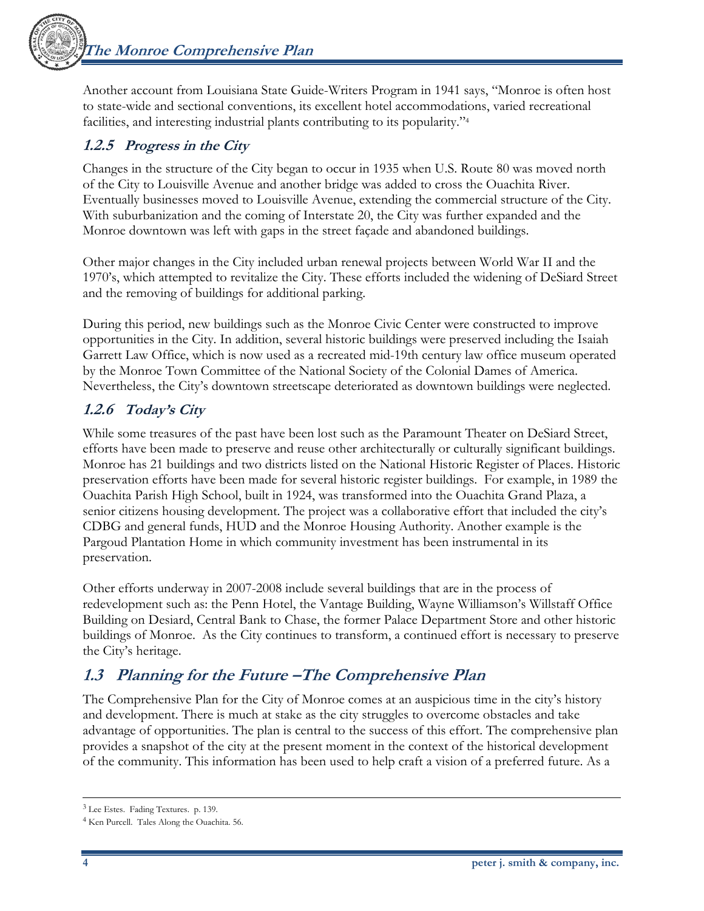Another account from Louisiana State Guide-Writers Program in 1941 says, "Monroe is often host to state-wide and sectional conventions, its excellent hotel accommodations, varied recreational facilities, and interesting industrial plants contributing to its popularity."[4]

### 1.2.5 Progress in the City

Changes in the structure of the City began to occur in 1935 when U.S. Route 80 was moved north of the City to Louisville Avenue and another bridge was added to cross the Ouachita River. Eventually businesses moved to Louisville Avenue, extending the commercial structure of the City. With suburbanization and the coming of Interstate 20, the City was further expanded and the Monroe downtown was left with gaps in the street façade and abandoned buildings.

Other major changes in the City included urban renewal projects between World War II and the 1970's, which attempted to revitalize the City. These efforts included the widening of DeSiard Street and the removing of buildings for additional parking.

During this period, new buildings such as the Monroe Civic Center were constructed to improve opportunities in the City. In addition, several historic buildings were preserved including the Isaiah Garrett Law Office, which is now used as a recreated mid-19th century law office museum operated by the Monroe Town Committee of the National Society of the Colonial Dames of America. Nevertheless, the City's downtown streetscape deteriorated as downtown buildings were neglected.

### 1.2.6 Today's City

While some treasures of the past have been lost such as the Paramount Theater on DeSiard Street, efforts have been made to preserve and reuse other architecturally or culturally significant buildings. Monroe has 21 buildings and two districts listed on the National Historic Register of Places. Historic preservation efforts have been made for several historic register buildings. For example, in 1989 the Ouachita Parish High School, built in 1924, was transformed into the Ouachita Grand Plaza, a senior citizens housing development. The project was a collaborative effort that included the city's CDBG and general funds, HUD and the Monroe Housing Authority. Another example is the Pargoud Plantation Home in which community investment has been instrumental in its preservation.

Other efforts underway in 2007-2008 include several buildings that are in the process of redevelopment such as: the Penn Hotel, the Vantage Building, Wayne Williamson's Willstaff Office Building on Desiard, Central Bank to Chase, the former Palace Department Store and other historic buildings of Monroe. As the City continues to transform, a continued effort is necessary to preserve the City's heritage.

## 1.3 Planning for the Future –The Comprehensive Plan

The Comprehensive Plan for the City of Monroe comes at an auspicious time in the city's history and development. There is much at stake as the city struggles to overcome obstacles and take advantage of opportunities. The plan is central to the success of this effort. The comprehensive plan provides a snapshot of the city at the present moment in the context of the historical development of the community. This information has been used to help craft a vision of a preferred future. As a

---

[3] Lee Estes. Fading Textures. p. 139.

[4] Ken Purcell. Tales Along the Ouachita. 56.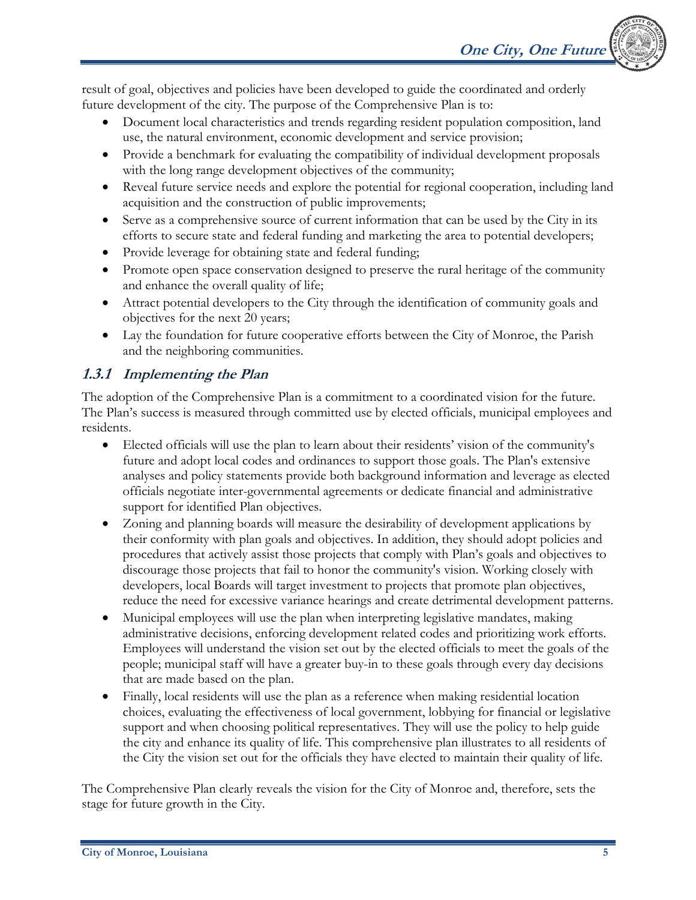result of goal, objectives and policies have been developed to guide the coordinated and orderly future development of the city. The purpose of the Comprehensive Plan is to:

- Document local characteristics and trends regarding resident population composition, land use, the natural environment, economic development and service provision;
- Provide a benchmark for evaluating the compatibility of individual development proposals with the long range development objectives of the community;
- Reveal future service needs and explore the potential for regional cooperation, including land acquisition and the construction of public improvements;
- Serve as a comprehensive source of current information that can be used by the City in its efforts to secure state and federal funding and marketing the area to potential developers;
- Provide leverage for obtaining state and federal funding;
- Promote open space conservation designed to preserve the rural heritage of the community and enhance the overall quality of life;
- Attract potential developers to the City through the identification of community goals and objectives for the next 20 years;
- Lay the foundation for future cooperative efforts between the City of Monroe, the Parish and the neighboring communities.

### *1.3.1 Implementing the Plan*

The adoption of the Comprehensive Plan is a commitment to a coordinated vision for the future. The Plan's success is measured through committed use by elected officials, municipal employees and residents.

- Elected officials will use the plan to learn about their residents' vision of the community's future and adopt local codes and ordinances to support those goals. The Plan's extensive analyses and policy statements provide both background information and leverage as elected officials negotiate inter-governmental agreements or dedicate financial and administrative support for identified Plan objectives.
- Zoning and planning boards will measure the desirability of development applications by their conformity with plan goals and objectives. In addition, they should adopt policies and procedures that actively assist those projects that comply with Plan's goals and objectives to discourage those projects that fail to honor the community's vision. Working closely with developers, local Boards will target investment to projects that promote plan objectives, reduce the need for excessive variance hearings and create detrimental development patterns.
- Municipal employees will use the plan when interpreting legislative mandates, making administrative decisions, enforcing development related codes and prioritizing work efforts. Employees will understand the vision set out by the elected officials to meet the goals of the people; municipal staff will have a greater buy-in to these goals through every day decisions that are made based on the plan.
- Finally, local residents will use the plan as a reference when making residential location choices, evaluating the effectiveness of local government, lobbying for financial or legislative support and when choosing political representatives. They will use the policy to help guide the city and enhance its quality of life. This comprehensive plan illustrates to all residents of the City the vision set out for the officials they have elected to maintain their quality of life.

The Comprehensive Plan clearly reveals the vision for the City of Monroe and, therefore, sets the stage for future growth in the City.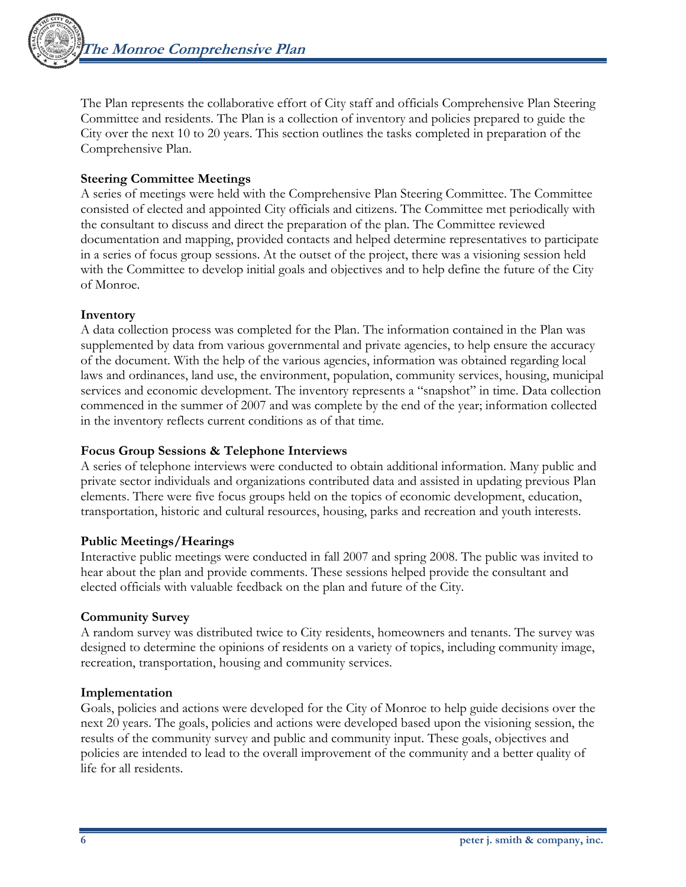The Plan represents the collaborative effort of City staff and officials Comprehensive Plan Steering Committee and residents. The Plan is a collection of inventory and policies prepared to guide the City over the next 10 to 20 years. This section outlines the tasks completed in preparation of the Comprehensive Plan.

**Steering Committee Meetings**

A series of meetings were held with the Comprehensive Plan Steering Committee. The Committee consisted of elected and appointed City officials and citizens. The Committee met periodically with the consultant to discuss and direct the preparation of the plan. The Committee reviewed documentation and mapping, provided contacts and helped determine representatives to participate in a series of focus group sessions. At the outset of the project, there was a visioning session held with the Committee to develop initial goals and objectives and to help define the future of the City of Monroe.

**Inventory**

A data collection process was completed for the Plan. The information contained in the Plan was supplemented by data from various governmental and private agencies, to help ensure the accuracy of the document. With the help of the various agencies, information was obtained regarding local laws and ordinances, land use, the environment, population, community services, housing, municipal services and economic development. The inventory represents a "snapshot" in time. Data collection commenced in the summer of 2007 and was complete by the end of the year; information collected in the inventory reflects current conditions as of that time.

**Focus Group Sessions & Telephone Interviews**

A series of telephone interviews were conducted to obtain additional information. Many public and private sector individuals and organizations contributed data and assisted in updating previous Plan elements. There were five focus groups held on the topics of economic development, education, transportation, historic and cultural resources, housing, parks and recreation and youth interests.

**Public Meetings/Hearings**

Interactive public meetings were conducted in fall 2007 and spring 2008. The public was invited to hear about the plan and provide comments. These sessions helped provide the consultant and elected officials with valuable feedback on the plan and future of the City.

**Community Survey**

A random survey was distributed twice to City residents, homeowners and tenants. The survey was designed to determine the opinions of residents on a variety of topics, including community image, recreation, transportation, housing and community services.

**Implementation**

Goals, policies and actions were developed for the City of Monroe to help guide decisions over the next 20 years. The goals, policies and actions were developed based upon the visioning session, the results of the community survey and public and community input. These goals, objectives and policies are intended to lead to the overall improvement of the community and a better quality of life for all residents.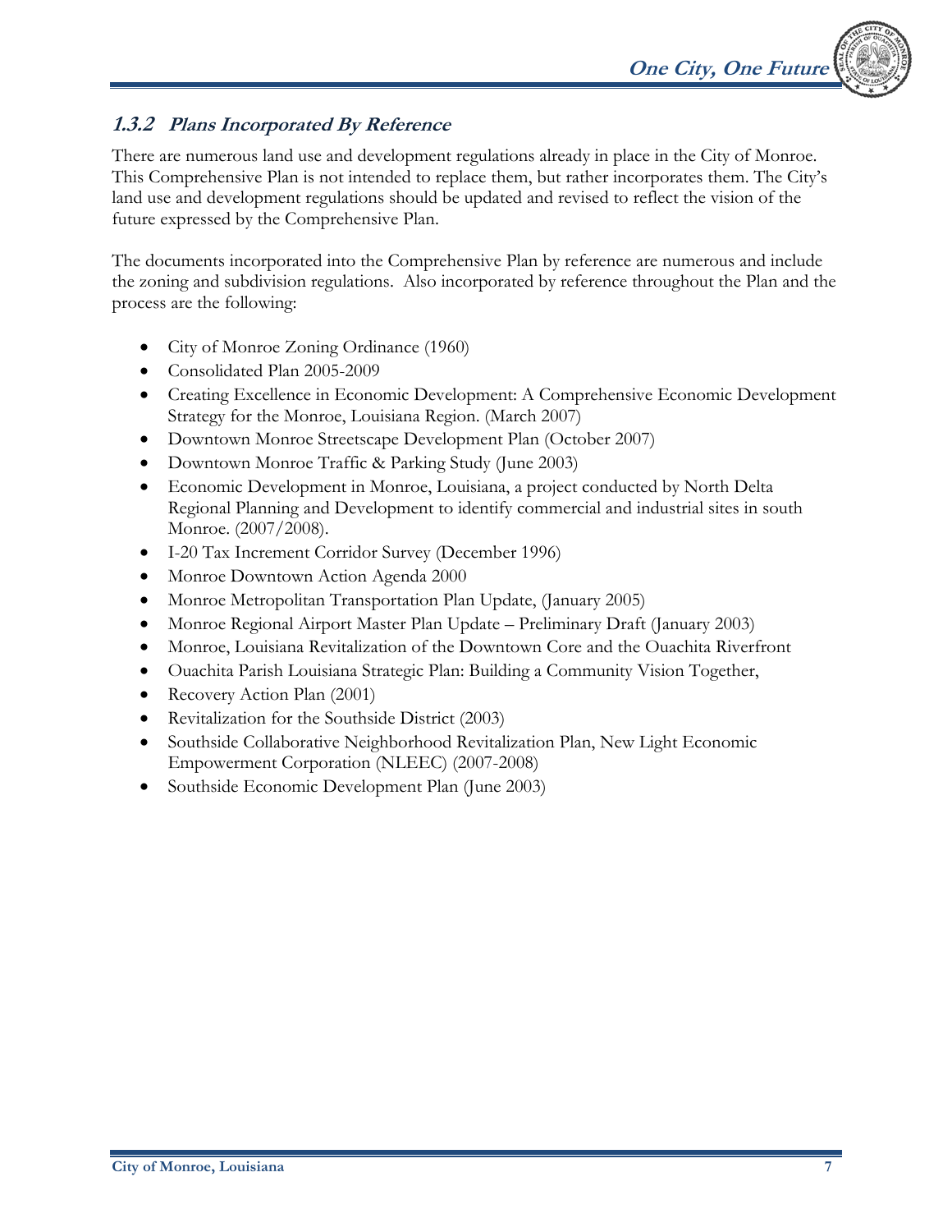### *1.3.2 Plans Incorporated By Reference*

There are numerous land use and development regulations already in place in the City of Monroe. This Comprehensive Plan is not intended to replace them, but rather incorporates them. The City's land use and development regulations should be updated and revised to reflect the vision of the future expressed by the Comprehensive Plan.

The documents incorporated into the Comprehensive Plan by reference are numerous and include the zoning and subdivision regulations. Also incorporated by reference throughout the Plan and the process are the following:

- City of Monroe Zoning Ordinance (1960)
- Consolidated Plan 2005-2009
- Creating Excellence in Economic Development: A Comprehensive Economic Development Strategy for the Monroe, Louisiana Region. (March 2007)
- Downtown Monroe Streetscape Development Plan (October 2007)
- Downtown Monroe Traffic & Parking Study (June 2003)
- Economic Development in Monroe, Louisiana, a project conducted by North Delta Regional Planning and Development to identify commercial and industrial sites in south Monroe. (2007/2008).
- I-20 Tax Increment Corridor Survey (December 1996)
- Monroe Downtown Action Agenda 2000
- Monroe Metropolitan Transportation Plan Update, (January 2005)
- Monroe Regional Airport Master Plan Update – Preliminary Draft (January 2003)
- Monroe, Louisiana Revitalization of the Downtown Core and the Ouachita Riverfront
- Ouachita Parish Louisiana Strategic Plan: Building a Community Vision Together,
- Recovery Action Plan (2001)
- Revitalization for the Southside District (2003)
- Southside Collaborative Neighborhood Revitalization Plan, New Light Economic Empowerment Corporation (NLEEC) (2007-2008)
- Southside Economic Development Plan (June 2003)